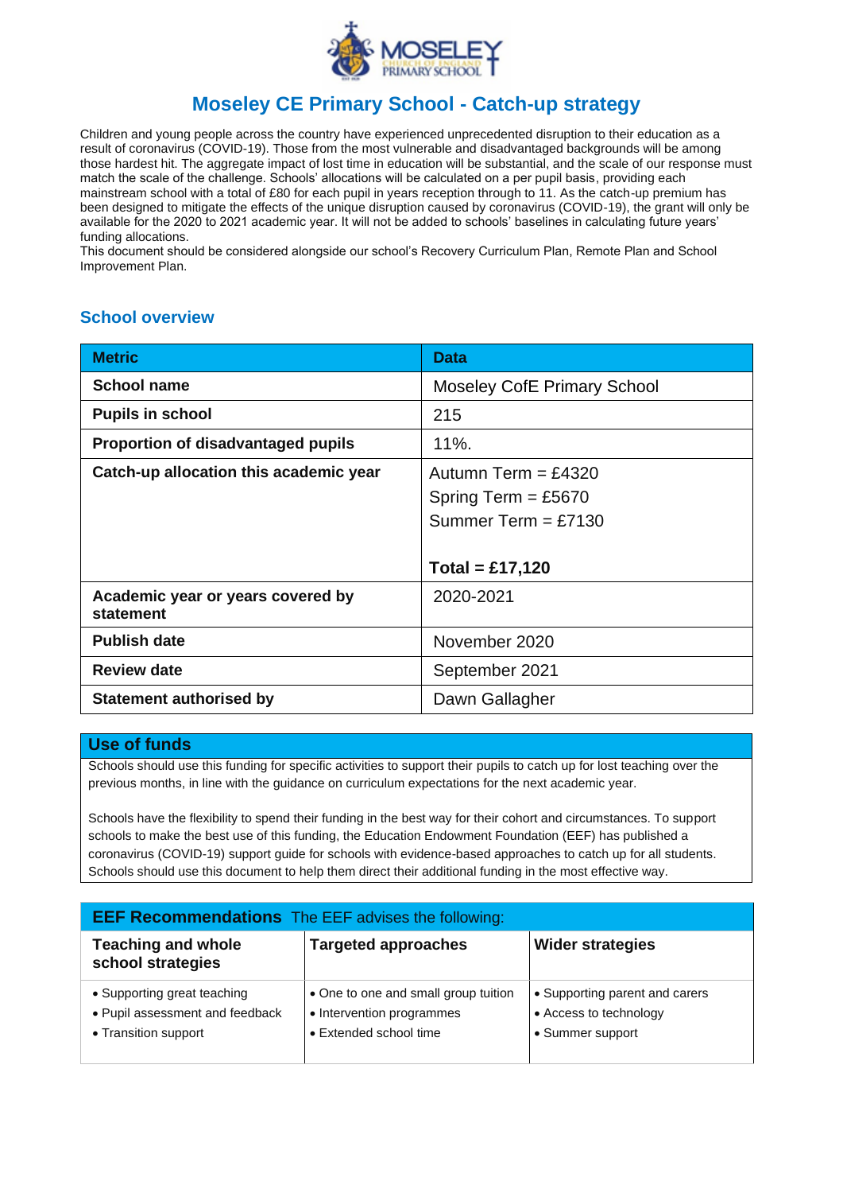# Moseley CE Primary School - Catch-up strategy

Children and young people across the country have experienced unprecedented disruption to their education as a result of coronavirus (COVID-19). Those from the most vulnerable and disadvantaged backgrounds will be among those hardest hit. The aggregate impact of lost time in education will be substantial, and the scale of our response must match the scale of the challenge. Schools' allocations will be calculated on a per pupil basis, providing each mainstream school with a total of £80 for each pupil in years reception through to 11. As the catch-up premium has been designed to mitigate the effects of the unique disruption caused by coronavirus (COVID-19), the grant will only be available for the 2020 to 2021 academic year. It will not be added to schools' baselines in calculating future years' funding allocations.

This document should be considered alongside our school's Recovery Curriculum Plan, Remote Plan and School Improvement Plan.

## School overview

| Metric | Data |
| --- | --- |
| **School name** | Moseley CofE Primary School |
| **Pupils in school** | 215 |
| **Proportion of disadvantaged pupils** | 11%. |
| **Catch-up allocation this academic year** | Autumn Term = £4320<br>Spring Term = £5670<br>Summer Term = £7130<br><br>**Total = £17,120** |
| **Academic year or years covered by statement** | 2020-2021 |
| **Publish date** | November 2020 |
| **Review date** | September 2021 |
| **Statement authorised by** | Dawn Gallagher |

| Use of funds |
| --- |
| Schools should use this funding for specific activities to support their pupils to catch up for lost teaching over the previous months, in line with the guidance on curriculum expectations for the next academic year.<br><br>Schools have the flexibility to spend their funding in the best way for their cohort and circumstances. To support schools to make the best use of this funding, the Education Endowment Foundation (EEF) has published a coronavirus (COVID-19) support guide for schools with evidence-based approaches to catch up for all students. Schools should use this document to help them direct their additional funding in the most effective way. |

| **EEF Recommendations** The EEF advises the following: | | |
| --- | --- | --- |
| **Teaching and whole school strategies** | **Targeted approaches** | **Wider strategies** |
| • Supporting great teaching<br>• Pupil assessment and feedback<br>• Transition support | • One to one and small group tuition<br>• Intervention programmes<br>• Extended school time | • Supporting parent and carers<br>• Access to technology<br>• Summer support |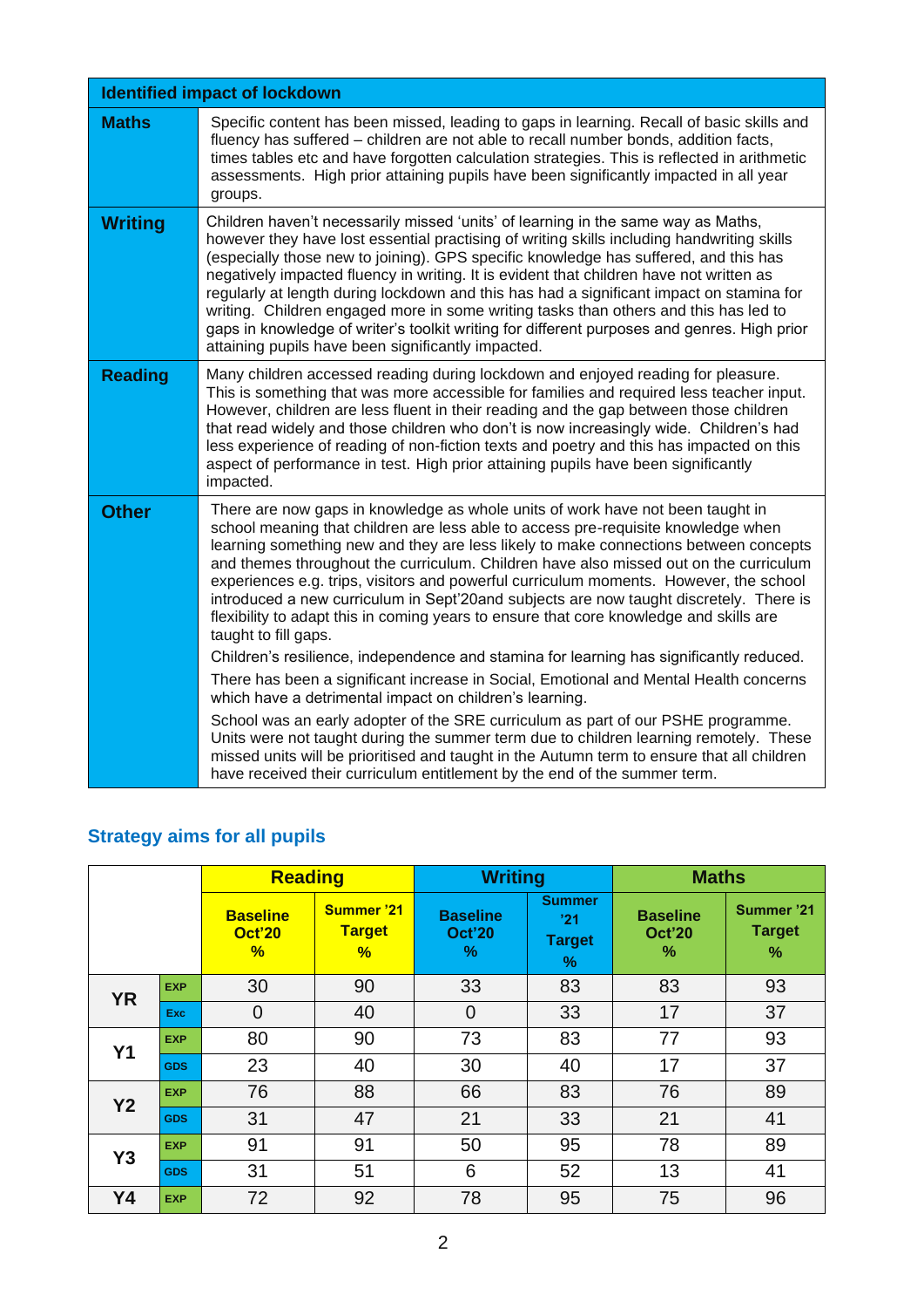| Identified impact of lockdown | |
|---|---|
| **Maths** | Specific content has been missed, leading to gaps in learning. Recall of basic skills and fluency has suffered – children are not able to recall number bonds, addition facts, times tables etc and have forgotten calculation strategies. This is reflected in arithmetic assessments. High prior attaining pupils have been significantly impacted in all year groups. |
| **Writing** | Children haven't necessarily missed 'units' of learning in the same way as Maths, however they have lost essential practising of writing skills including handwriting skills (especially those new to joining). GPS specific knowledge has suffered, and this has negatively impacted fluency in writing. It is evident that children have not written as regularly at length during lockdown and this has had a significant impact on stamina for writing. Children engaged more in some writing tasks than others and this has led to gaps in knowledge of writer's toolkit writing for different purposes and genres. High prior attaining pupils have been significantly impacted. |
| **Reading** | Many children accessed reading during lockdown and enjoyed reading for pleasure. This is something that was more accessible for families and required less teacher input. However, children are less fluent in their reading and the gap between those children that read widely and those children who don't is now increasingly wide. Children's had less experience of reading of non-fiction texts and poetry and this has impacted on this aspect of performance in test. High prior attaining pupils have been significantly impacted. |
| **Other** | There are now gaps in knowledge as whole units of work have not been taught in school meaning that children are less able to access pre-requisite knowledge when learning something new and they are less likely to make connections between concepts and themes throughout the curriculum. Children have also missed out on the curriculum experiences e.g. trips, visitors and powerful curriculum moments. However, the school introduced a new curriculum in Sept'20and subjects are now taught discretely. There is flexibility to adapt this in coming years to ensure that core knowledge and skills are taught to fill gaps.<br><br>Children's resilience, independence and stamina for learning has significantly reduced.<br><br>There has been a significant increase in Social, Emotional and Mental Health concerns which have a detrimental impact on children's learning.<br><br>School was an early adopter of the SRE curriculum as part of our PSHE programme. Units were not taught during the summer term due to children learning remotely. These missed units will be prioritised and taught in the Autumn term to ensure that all children have received their curriculum entitlement by the end of the summer term. |

## Strategy aims for all pupils

| | | Reading | | Writing | | Maths | |
|---|---|---|---|---|---|---|---|
| | | Baseline Oct'20 % | Summer '21 Target % | Baseline Oct'20 % | Summer '21 Target % | Baseline Oct'20 % | Summer '21 Target % |
| YR | EXP | 30 | 90 | 33 | 83 | 83 | 93 |
| | Exc | 0 | 40 | 0 | 33 | 17 | 37 |
| Y1 | EXP | 80 | 90 | 73 | 83 | 77 | 93 |
| | GDS | 23 | 40 | 30 | 40 | 17 | 37 |
| Y2 | EXP | 76 | 88 | 66 | 83 | 76 | 89 |
| | GDS | 31 | 47 | 21 | 33 | 21 | 41 |
| Y3 | EXP | 91 | 91 | 50 | 95 | 78 | 89 |
| | GDS | 31 | 51 | 6 | 52 | 13 | 41 |
| Y4 | EXP | 72 | 92 | 78 | 95 | 75 | 96 |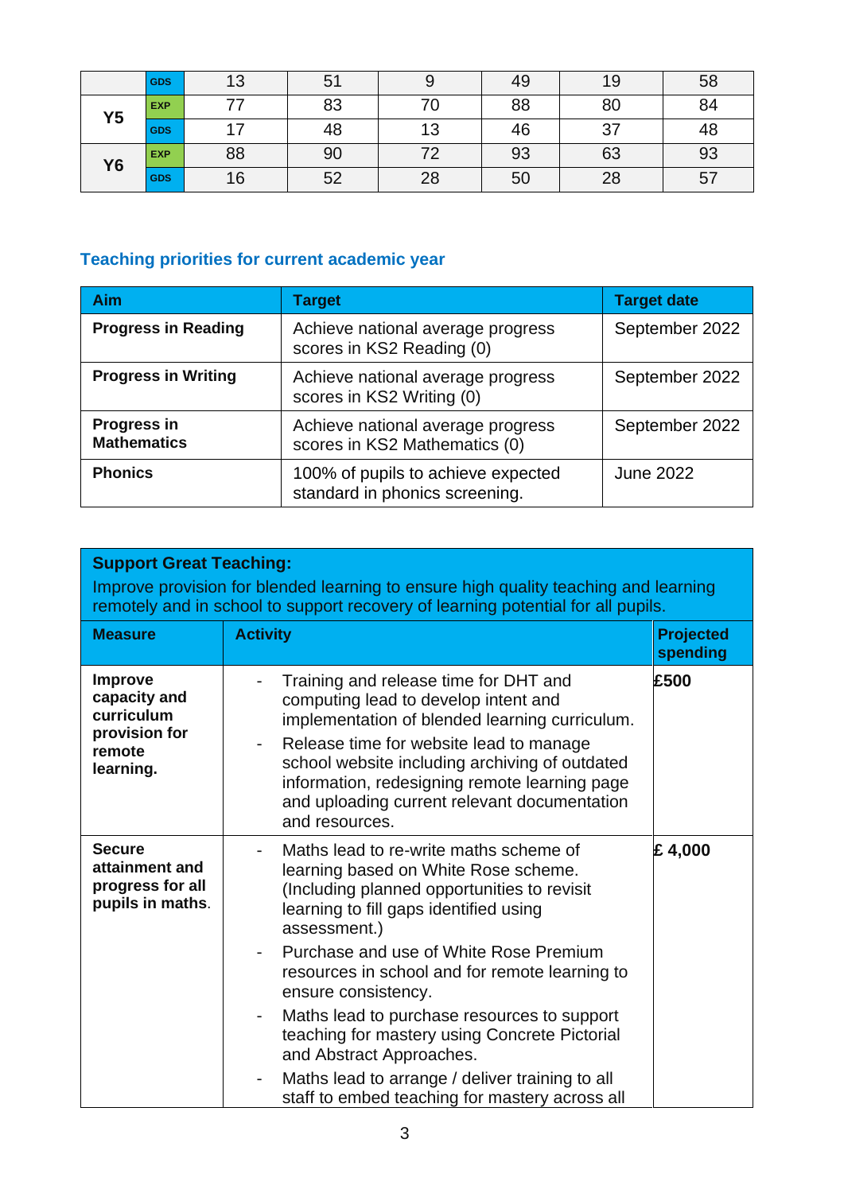|  |  |  |  |  |  |  |  |
|---|---|---|---|---|---|---|---|
|  | GDS | 13 | 51 | 9 | 49 | 19 | 58 |
| Y5 | EXP | 77 | 83 | 70 | 88 | 80 | 84 |
|  | GDS | 17 | 48 | 13 | 46 | 37 | 48 |
| Y6 | EXP | 88 | 90 | 72 | 93 | 63 | 93 |
|  | GDS | 16 | 52 | 28 | 50 | 28 | 57 |

## Teaching priorities for current academic year

| Aim | Target | Target date |
|---|---|---|
| **Progress in Reading** | Achieve national average progress scores in KS2 Reading (0) | September 2022 |
| **Progress in Writing** | Achieve national average progress scores in KS2 Writing (0) | September 2022 |
| **Progress in Mathematics** | Achieve national average progress scores in KS2 Mathematics (0) | September 2022 |
| **Phonics** | 100% of pupils to achieve expected standard in phonics screening. | June 2022 |

| **Support Great Teaching:** Improve provision for blended learning to ensure high quality teaching and learning remotely and in school to support recovery of learning potential for all pupils. | | |
|---|---|---|
| **Measure** | **Activity** | **Projected spending** |
| **Improve capacity and curriculum provision for remote learning.** | - Training and release time for DHT and computing lead to develop intent and implementation of blended learning curriculum.<br>- Release time for website lead to manage school website including archiving of outdated information, redesigning remote learning page and uploading current relevant documentation and resources. | **£500** |
| **Secure attainment and progress for all pupils in maths**. | - Maths lead to re-write maths scheme of learning based on White Rose scheme. (Including planned opportunities to revisit learning to fill gaps identified using assessment.)<br>- Purchase and use of White Rose Premium resources in school and for remote learning to ensure consistency.<br>- Maths lead to purchase resources to support teaching for mastery using Concrete Pictorial and Abstract Approaches.<br>- Maths lead to arrange / deliver training to all staff to embed teaching for mastery across all | **£ 4,000** |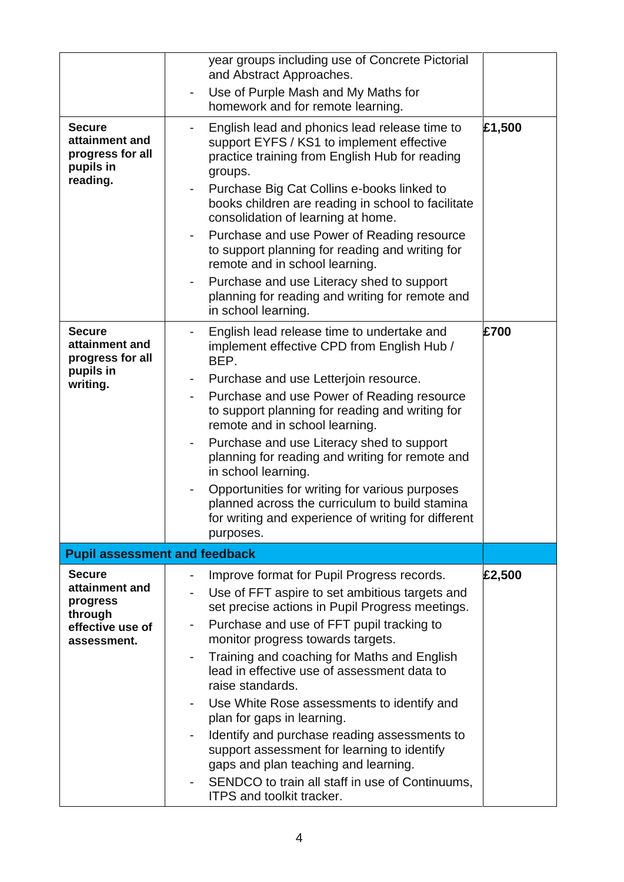| | | |
|---|---|---|
| | year groups including use of Concrete Pictorial and Abstract Approaches.<br>- Use of Purple Mash and My Maths for homework and for remote learning. | |
| **Secure attainment and progress for all pupils in reading.** | - English lead and phonics lead release time to support EYFS / KS1 to implement effective practice training from English Hub for reading groups.<br>- Purchase Big Cat Collins e-books linked to books children are reading in school to facilitate consolidation of learning at home.<br>- Purchase and use Power of Reading resource to support planning for reading and writing for remote and in school learning.<br>- Purchase and use Literacy shed to support planning for reading and writing for remote and in school learning. | **£1,500** |
| **Secure attainment and progress for all pupils in writing.** | - English lead release time to undertake and implement effective CPD from English Hub / BEP.<br>- Purchase and use Letterjoin resource.<br>- Purchase and use Power of Reading resource to support planning for reading and writing for remote and in school learning.<br>- Purchase and use Literacy shed to support planning for reading and writing for remote and in school learning.<br>- Opportunities for writing for various purposes planned across the curriculum to build stamina for writing and experience of writing for different purposes. | **£700** |
| **Pupil assessment and feedback** | | |
| **Secure attainment and progress through effective use of assessment.** | - Improve format for Pupil Progress records.<br>- Use of FFT aspire to set ambitious targets and set precise actions in Pupil Progress meetings.<br>- Purchase and use of FFT pupil tracking to monitor progress towards targets.<br>- Training and coaching for Maths and English lead in effective use of assessment data to raise standards.<br>- Use White Rose assessments to identify and plan for gaps in learning.<br>- Identify and purchase reading assessments to support assessment for learning to identify gaps and plan teaching and learning.<br>- SENDCO to train all staff in use of Continuums, ITPS and toolkit tracker. | **£2,500** |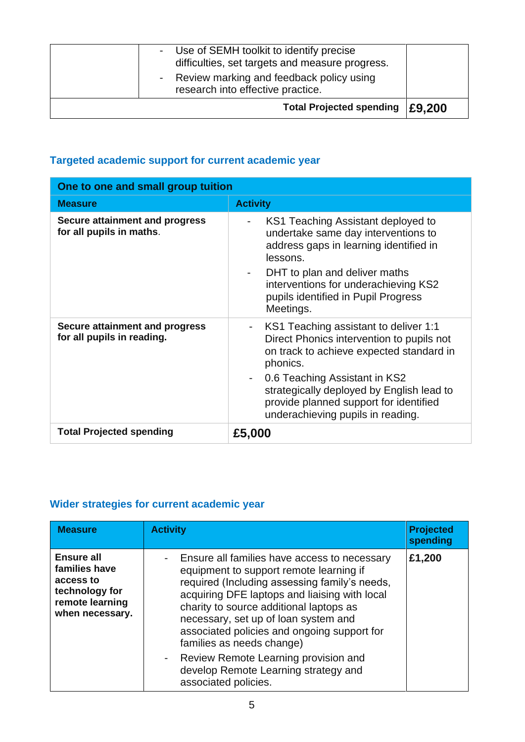| | Activity | |
|---|---|---|
| | - Use of SEMH toolkit to identify precise difficulties, set targets and measure progress.<br>- Review marking and feedback policy using research into effective practice. | |
| | **Total Projected spending** | **£9,200** |

### Targeted academic support for current academic year

| One to one and small group tuition | |
|---|---|
| **Measure** | **Activity** |
| **Secure attainment and progress for all pupils in maths**. | - KS1 Teaching Assistant deployed to undertake same day interventions to address gaps in learning identified in lessons.<br>- DHT to plan and deliver maths interventions for underachieving KS2 pupils identified in Pupil Progress Meetings. |
| **Secure attainment and progress for all pupils in reading.** | - KS1 Teaching assistant to deliver 1:1 Direct Phonics intervention to pupils not on track to achieve expected standard in phonics.<br>- 0.6 Teaching Assistant in KS2 strategically deployed by English lead to provide planned support for identified underachieving pupils in reading. |
| **Total Projected spending** | **£5,000** |

### Wider strategies for current academic year

| Measure | Activity | Projected spending |
|---|---|---|
| **Ensure all families have access to technology for remote learning when necessary.** | - Ensure all families have access to necessary equipment to support remote learning if required (Including assessing family's needs, acquiring DFE laptops and liaising with local charity to source additional laptops as necessary, set up of loan system and associated policies and ongoing support for families as needs change)<br>- Review Remote Learning provision and develop Remote Learning strategy and associated policies. | **£1,200** |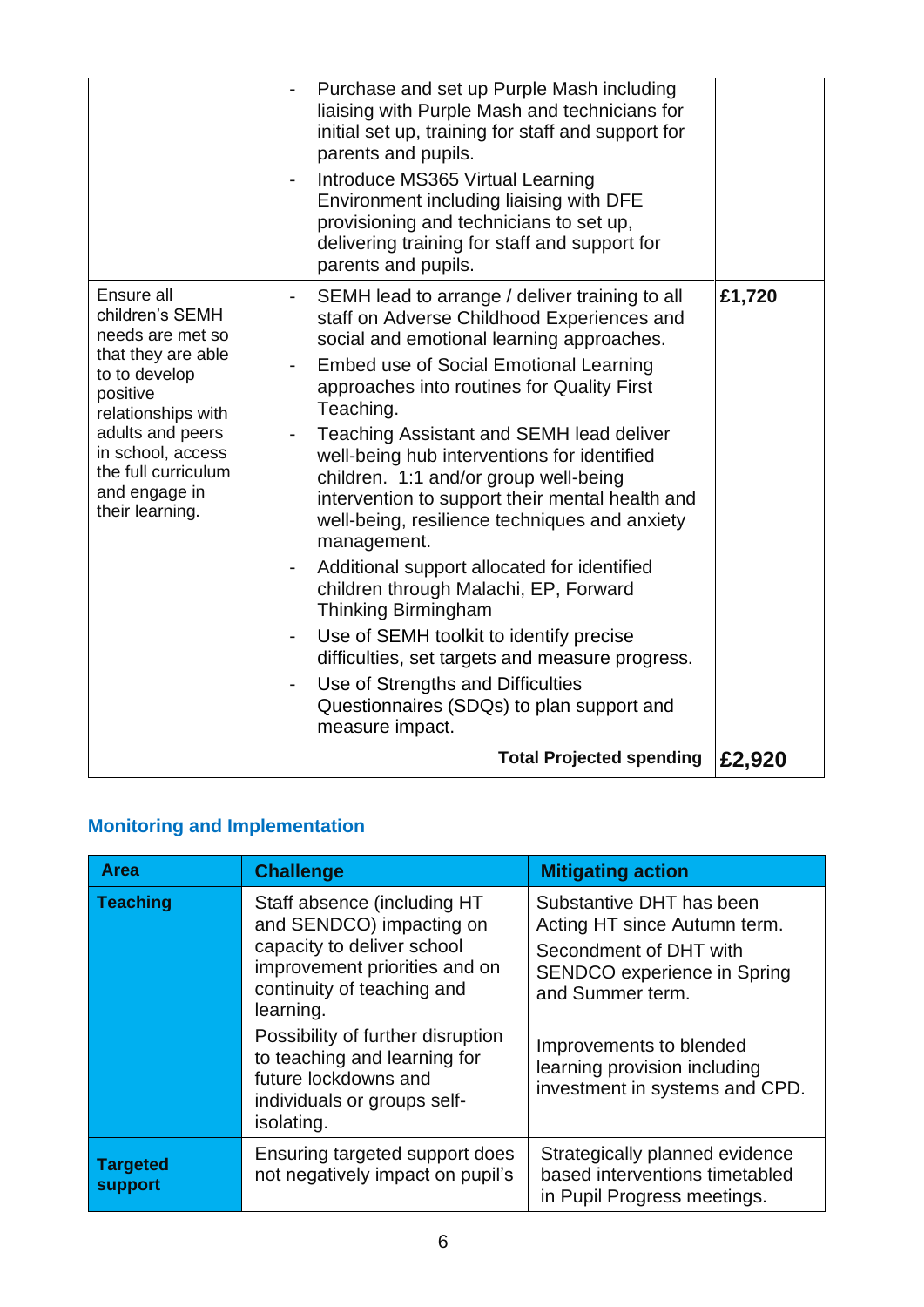| | | |
|---|---|---|
| | - Purchase and set up Purple Mash including liaising with Purple Mash and technicians for initial set up, training for staff and support for parents and pupils.<br>- Introduce MS365 Virtual Learning Environment including liaising with DFE provisioning and technicians to set up, delivering training for staff and support for parents and pupils. | |
| Ensure all children's SEMH needs are met so that they are able to to develop positive relationships with adults and peers in school, access the full curriculum and engage in their learning. | - SEMH lead to arrange / deliver training to all staff on Adverse Childhood Experiences and social and emotional learning approaches.<br>- Embed use of Social Emotional Learning approaches into routines for Quality First Teaching.<br>- Teaching Assistant and SEMH lead deliver well-being hub interventions for identified children. 1:1 and/or group well-being intervention to support their mental health and well-being, resilience techniques and anxiety management.<br>- Additional support allocated for identified children through Malachi, EP, Forward Thinking Birmingham<br>- Use of SEMH toolkit to identify precise difficulties, set targets and measure progress.<br>- Use of Strengths and Difficulties Questionnaires (SDQs) to plan support and measure impact. | **£1,720** |
| | **Total Projected spending** | **£2,920** |

## Monitoring and Implementation

| Area | Challenge | Mitigating action |
|---|---|---|
| **Teaching** | Staff absence (including HT and SENDCO) impacting on capacity to deliver school improvement priorities and on continuity of teaching and learning.<br><br>Possibility of further disruption to teaching and learning for future lockdowns and individuals or groups self-isolating. | Substantive DHT has been Acting HT since Autumn term.<br><br>Secondment of DHT with SENDCO experience in Spring and Summer term.<br><br>Improvements to blended learning provision including investment in systems and CPD. |
| **Targeted support** | Ensuring targeted support does not negatively impact on pupil's | Strategically planned evidence based interventions timetabled in Pupil Progress meetings. |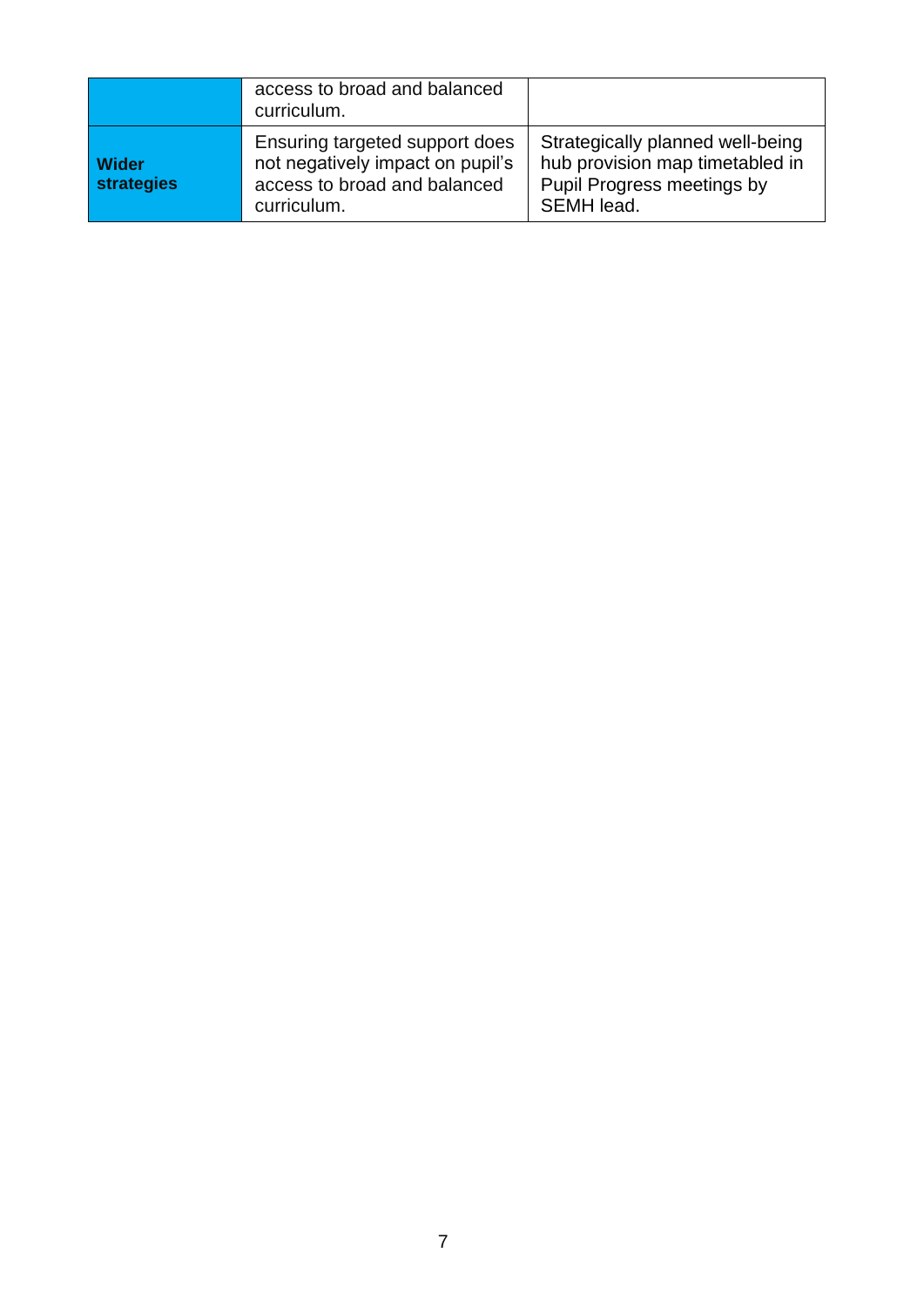| | | |
|---|---|---|
| | access to broad and balanced curriculum. | |
| **Wider strategies** | Ensuring targeted support does not negatively impact on pupil's access to broad and balanced curriculum. | Strategically planned well-being hub provision map timetabled in Pupil Progress meetings by SEMH lead. |